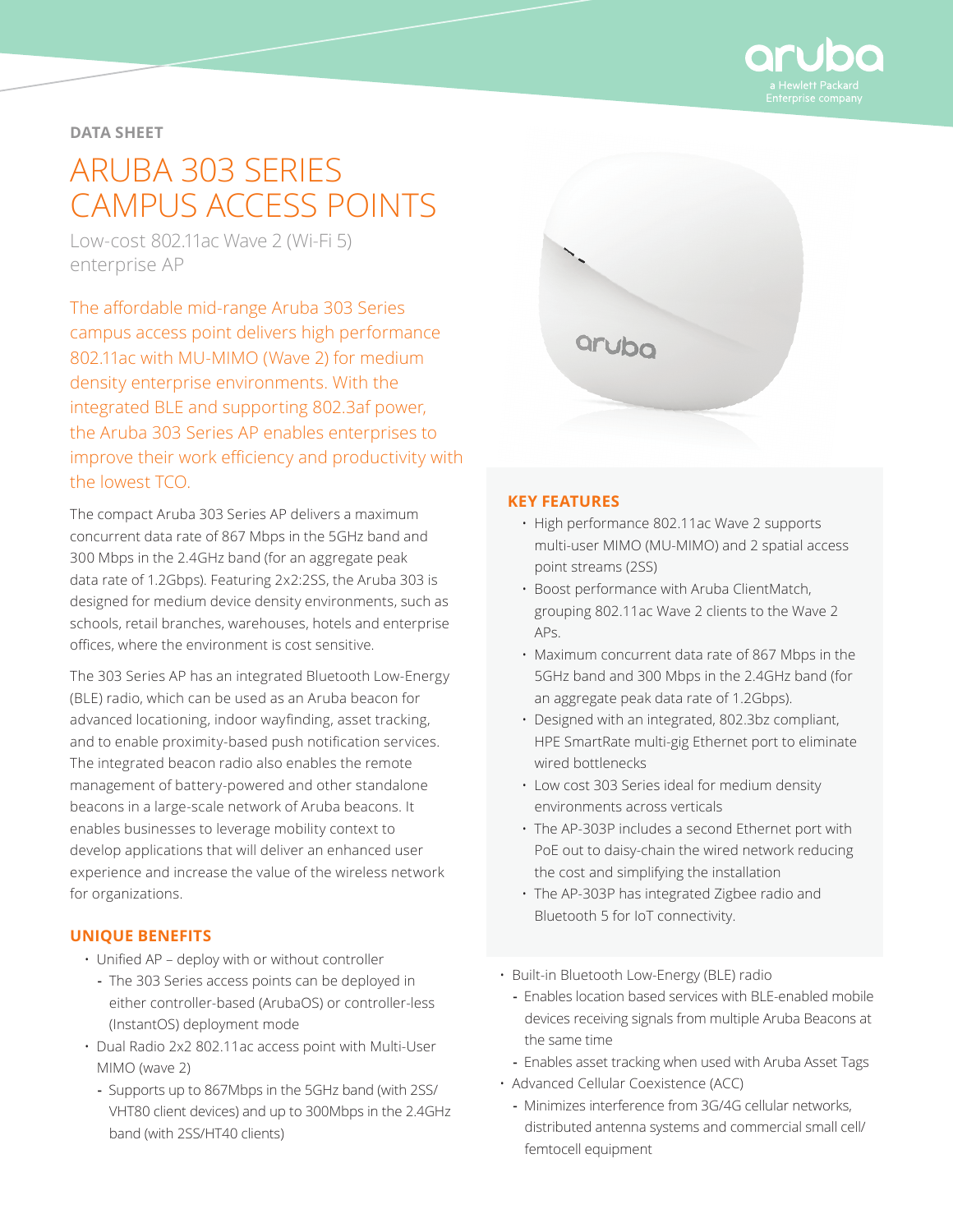DATA SHEET

# ARUBA 303 SERIES CAMPUS ACCESS POINTS

Low-cost 802.11ac Wave 2 (Wi-Fi 5) enterprise AP

The affordable mid-range Aruba 303 Series campus access point delivers high performance 802.11ac with MU-MIMO (Wave 2) for medium density enterprise environments. With the integrated BLE and supporting 802.3af power, the Aruba 303 Series AP enables enterprises to improve their work efficiency and productivity with the lowest TCO.

The compact Aruba 303 Series AP delivers a maximum concurrent data rate of 867 Mbps in the 5GHz band and 300 Mbps in the 2.4GHz band (for an aggregate peak data rate of 1.2Gbps). Featuring 2x2:2SS, the Aruba 303 is designed for medium device density environments, such as schools, retail branches, warehouses, hotels and enterprise offices, where the environment is cost sensitive.

The 303 Series AP has an integrated Bluetooth Low-Energy (BLE) radio, which can be used as an Aruba beacon for advanced locationing, indoor wayfinding, asset tracking, and to enable proximity-based push notification services. The integrated beacon radio also enables the remote management of battery-powered and other standalone beacons in a large-scale network of Aruba beacons. It enables businesses to leverage mobility context to develop applications that will deliver an enhanced user experience and increase the value of the wireless network for organizations.

## UNIQUE BENEFITS

- Unified AP – deploy with or without controller
  - The 303 Series access points can be deployed in either controller-based (ArubaOS) or controller-less (InstantOS) deployment mode
- Dual Radio 2x2 802.11ac access point with Multi-User MIMO (wave 2)
  - Supports up to 867Mbps in the 5GHz band (with 2SS/VHT80 client devices) and up to 300Mbps in the 2.4GHz band (with 2SS/HT40 clients)
- Built-in Bluetooth Low-Energy (BLE) radio
  - Enables location based services with BLE-enabled mobile devices receiving signals from multiple Aruba Beacons at the same time
  - Enables asset tracking when used with Aruba Asset Tags
- Advanced Cellular Coexistence (ACC)
  - Minimizes interference from 3G/4G cellular networks, distributed antenna systems and commercial small cell/femtocell equipment

## KEY FEATURES

- High performance 802.11ac Wave 2 supports multi-user MIMO (MU-MIMO) and 2 spatial access point streams (2SS)
- Boost performance with Aruba ClientMatch, grouping 802.11ac Wave 2 clients to the Wave 2 APs.
- Maximum concurrent data rate of 867 Mbps in the 5GHz band and 300 Mbps in the 2.4GHz band (for an aggregate peak data rate of 1.2Gbps).
- Designed with an integrated, 802.3bz compliant, HPE SmartRate multi-gig Ethernet port to eliminate wired bottlenecks
- Low cost 303 Series ideal for medium density environments across verticals
- The AP-303P includes a second Ethernet port with PoE out to daisy-chain the wired network reducing the cost and simplifying the installation
- The AP-303P has integrated Zigbee radio and Bluetooth 5 for IoT connectivity.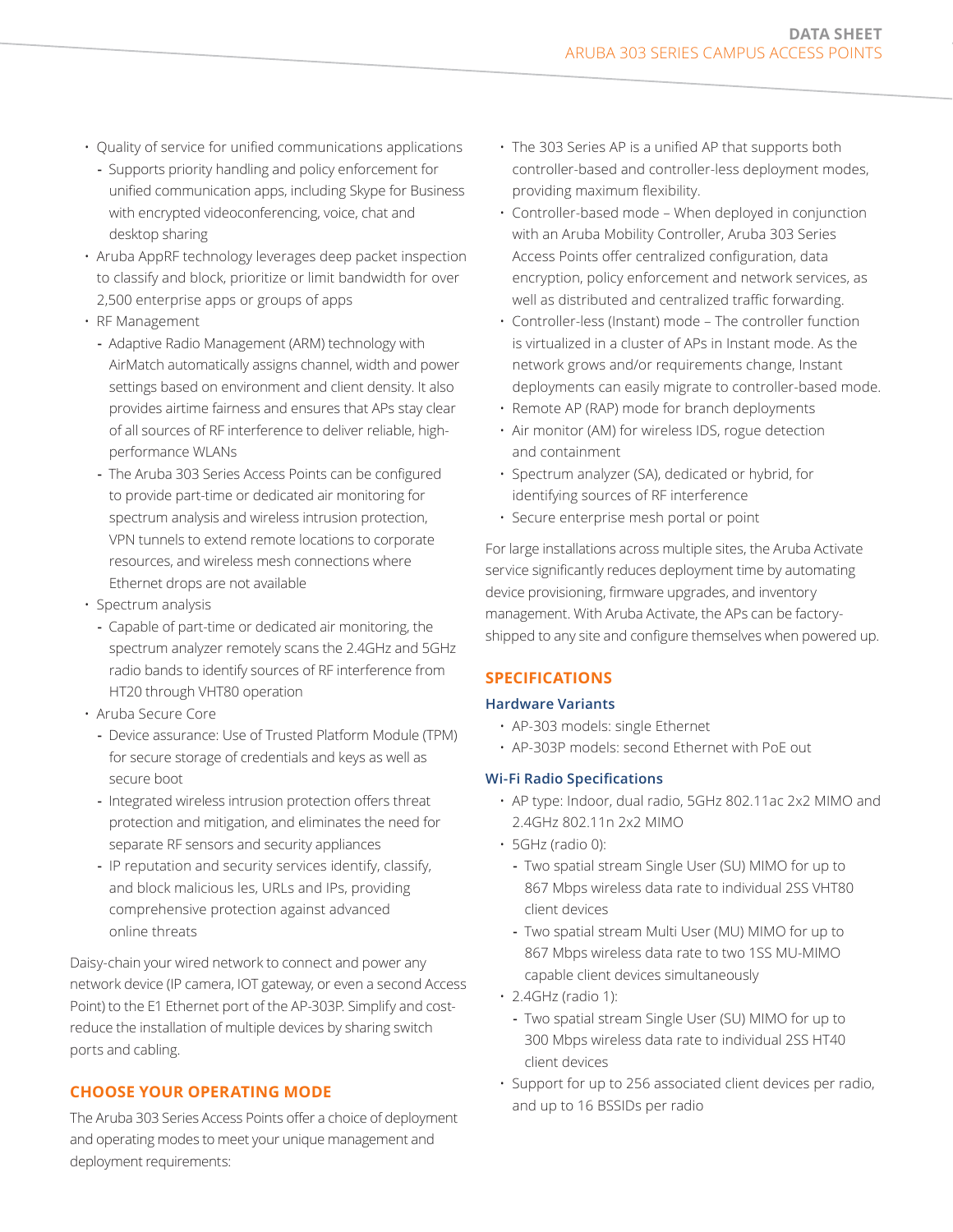- Quality of service for unified communications applications
  - Supports priority handling and policy enforcement for unified communication apps, including Skype for Business with encrypted videoconferencing, voice, chat and desktop sharing
- Aruba AppRF technology leverages deep packet inspection to classify and block, prioritize or limit bandwidth for over 2,500 enterprise apps or groups of apps
- RF Management
  - Adaptive Radio Management (ARM) technology with AirMatch automatically assigns channel, width and power settings based on environment and client density. It also provides airtime fairness and ensures that APs stay clear of all sources of RF interference to deliver reliable, high-performance WLANs
  - The Aruba 303 Series Access Points can be configured to provide part-time or dedicated air monitoring for spectrum analysis and wireless intrusion protection, VPN tunnels to extend remote locations to corporate resources, and wireless mesh connections where Ethernet drops are not available
- Spectrum analysis
  - Capable of part-time or dedicated air monitoring, the spectrum analyzer remotely scans the 2.4GHz and 5GHz radio bands to identify sources of RF interference from HT20 through VHT80 operation
- Aruba Secure Core
  - Device assurance: Use of Trusted Platform Module (TPM) for secure storage of credentials and keys as well as secure boot
  - Integrated wireless intrusion protection offers threat protection and mitigation, and eliminates the need for separate RF sensors and security appliances
  - IP reputation and security services identify, classify, and block malicious les, URLs and IPs, providing comprehensive protection against advanced online threats

Daisy-chain your wired network to connect and power any network device (IP camera, IOT gateway, or even a second Access Point) to the E1 Ethernet port of the AP-303P. Simplify and cost-reduce the installation of multiple devices by sharing switch ports and cabling.

## CHOOSE YOUR OPERATING MODE

The Aruba 303 Series Access Points offer a choice of deployment and operating modes to meet your unique management and deployment requirements:

- The 303 Series AP is a unified AP that supports both controller-based and controller-less deployment modes, providing maximum flexibility.
- Controller-based mode – When deployed in conjunction with an Aruba Mobility Controller, Aruba 303 Series Access Points offer centralized configuration, data encryption, policy enforcement and network services, as well as distributed and centralized traffic forwarding.
- Controller-less (Instant) mode – The controller function is virtualized in a cluster of APs in Instant mode. As the network grows and/or requirements change, Instant deployments can easily migrate to controller-based mode.
- Remote AP (RAP) mode for branch deployments
- Air monitor (AM) for wireless IDS, rogue detection and containment
- Spectrum analyzer (SA), dedicated or hybrid, for identifying sources of RF interference
- Secure enterprise mesh portal or point

For large installations across multiple sites, the Aruba Activate service significantly reduces deployment time by automating device provisioning, firmware upgrades, and inventory management. With Aruba Activate, the APs can be factory-shipped to any site and configure themselves when powered up.

## SPECIFICATIONS

### Hardware Variants

- AP-303 models: single Ethernet
- AP-303P models: second Ethernet with PoE out

### Wi-Fi Radio Specifications

- AP type: Indoor, dual radio, 5GHz 802.11ac 2x2 MIMO and 2.4GHz 802.11n 2x2 MIMO
- 5GHz (radio 0):
  - Two spatial stream Single User (SU) MIMO for up to 867 Mbps wireless data rate to individual 2SS VHT80 client devices
  - Two spatial stream Multi User (MU) MIMO for up to 867 Mbps wireless data rate to two 1SS MU-MIMO capable client devices simultaneously
- 2.4GHz (radio 1):
  - Two spatial stream Single User (SU) MIMO for up to 300 Mbps wireless data rate to individual 2SS HT40 client devices
- Support for up to 256 associated client devices per radio, and up to 16 BSSIDs per radio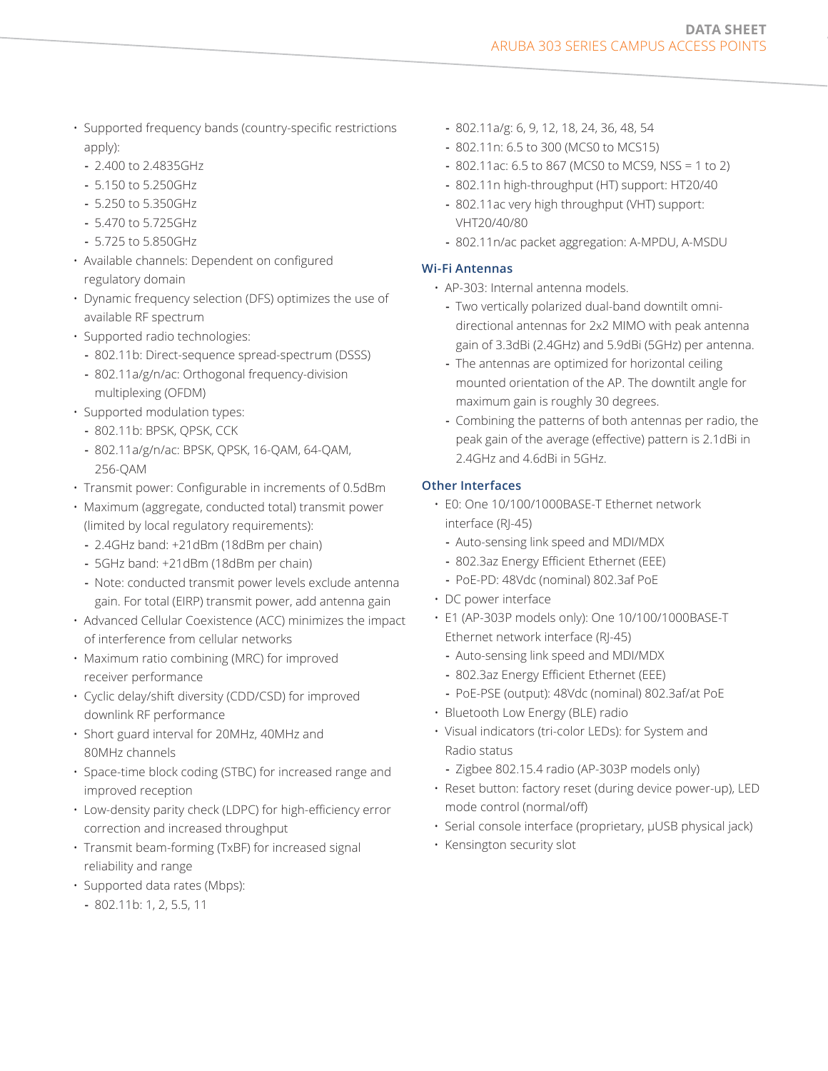- Supported frequency bands (country-specific restrictions apply):
  - 2.400 to 2.4835GHz
  - 5.150 to 5.250GHz
  - 5.250 to 5.350GHz
  - 5.470 to 5.725GHz
  - 5.725 to 5.850GHz
- Available channels: Dependent on configured regulatory domain
- Dynamic frequency selection (DFS) optimizes the use of available RF spectrum
- Supported radio technologies:
  - 802.11b: Direct-sequence spread-spectrum (DSSS)
  - 802.11a/g/n/ac: Orthogonal frequency-division multiplexing (OFDM)
- Supported modulation types:
  - 802.11b: BPSK, QPSK, CCK
  - 802.11a/g/n/ac: BPSK, QPSK, 16-QAM, 64-QAM, 256-QAM
- Transmit power: Configurable in increments of 0.5dBm
- Maximum (aggregate, conducted total) transmit power (limited by local regulatory requirements):
  - 2.4GHz band: +21dBm (18dBm per chain)
  - 5GHz band: +21dBm (18dBm per chain)
  - Note: conducted transmit power levels exclude antenna gain. For total (EIRP) transmit power, add antenna gain
- Advanced Cellular Coexistence (ACC) minimizes the impact of interference from cellular networks
- Maximum ratio combining (MRC) for improved receiver performance
- Cyclic delay/shift diversity (CDD/CSD) for improved downlink RF performance
- Short guard interval for 20MHz, 40MHz and 80MHz channels
- Space-time block coding (STBC) for increased range and improved reception
- Low-density parity check (LDPC) for high-efficiency error correction and increased throughput
- Transmit beam-forming (TxBF) for increased signal reliability and range
- Supported data rates (Mbps):
  - 802.11b: 1, 2, 5.5, 11
  - 802.11a/g: 6, 9, 12, 18, 24, 36, 48, 54
  - 802.11n: 6.5 to 300 (MCS0 to MCS15)
  - 802.11ac: 6.5 to 867 (MCS0 to MCS9, NSS = 1 to 2)
  - 802.11n high-throughput (HT) support: HT20/40
  - 802.11ac very high throughput (VHT) support: VHT20/40/80
  - 802.11n/ac packet aggregation: A-MPDU, A-MSDU

### Wi-Fi Antennas

- AP-303: Internal antenna models.
  - Two vertically polarized dual-band downtilt omni-directional antennas for 2x2 MIMO with peak antenna gain of 3.3dBi (2.4GHz) and 5.9dBi (5GHz) per antenna.
  - The antennas are optimized for horizontal ceiling mounted orientation of the AP. The downtilt angle for maximum gain is roughly 30 degrees.
  - Combining the patterns of both antennas per radio, the peak gain of the average (effective) pattern is 2.1dBi in 2.4GHz and 4.6dBi in 5GHz.

### Other Interfaces

- E0: One 10/100/1000BASE-T Ethernet network interface (RJ-45)
  - Auto-sensing link speed and MDI/MDX
  - 802.3az Energy Efficient Ethernet (EEE)
  - PoE-PD: 48Vdc (nominal) 802.3af PoE
- DC power interface
- E1 (AP-303P models only): One 10/100/1000BASE-T Ethernet network interface (RJ-45)
  - Auto-sensing link speed and MDI/MDX
  - 802.3az Energy Efficient Ethernet (EEE)
  - PoE-PSE (output): 48Vdc (nominal) 802.3af/at PoE
- Bluetooth Low Energy (BLE) radio
- Visual indicators (tri-color LEDs): for System and Radio status
  - Zigbee 802.15.4 radio (AP-303P models only)
- Reset button: factory reset (during device power-up), LED mode control (normal/off)
- Serial console interface (proprietary, µUSB physical jack)
- Kensington security slot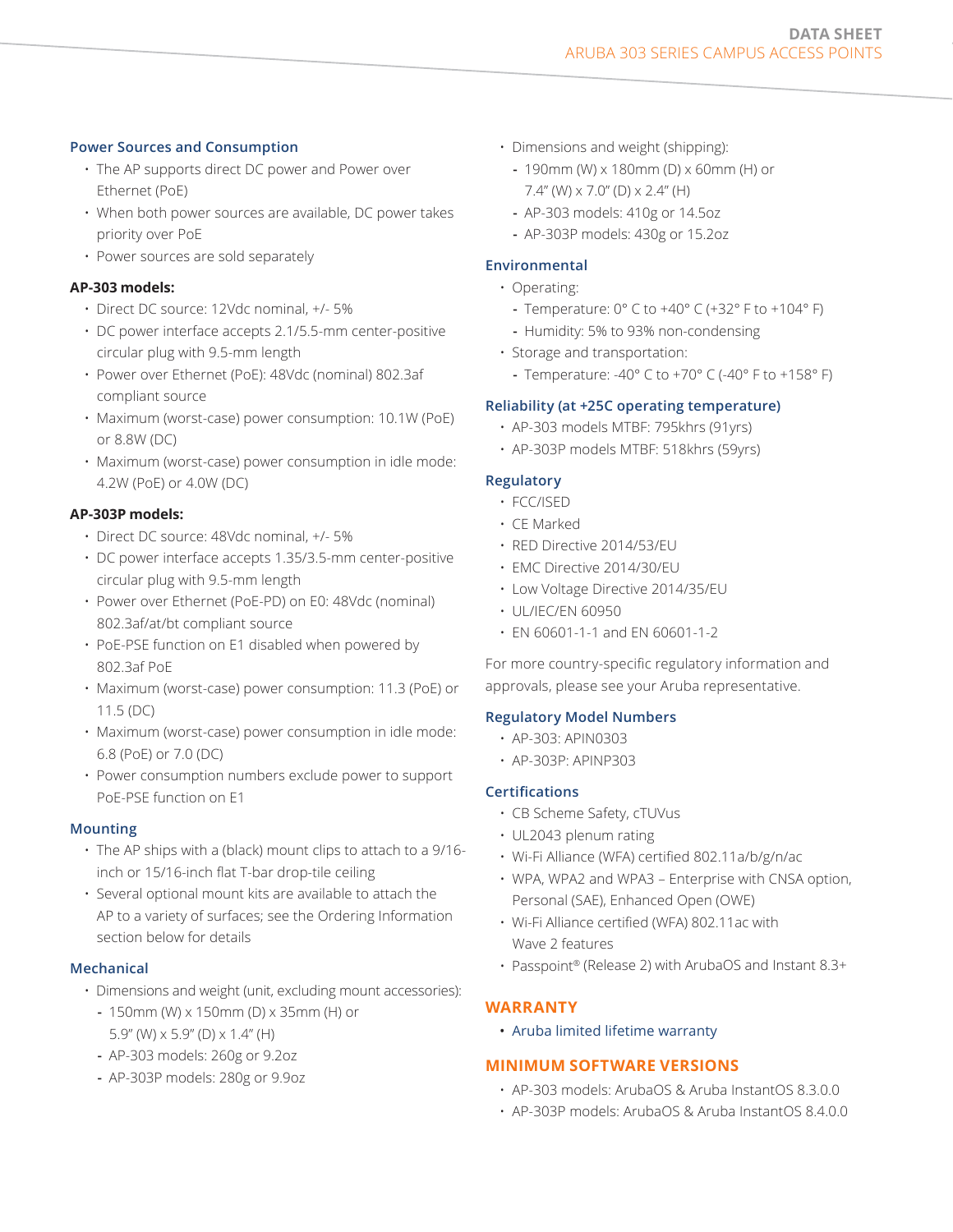### Power Sources and Consumption

- The AP supports direct DC power and Power over Ethernet (PoE)
- When both power sources are available, DC power takes priority over PoE
- Power sources are sold separately

**AP-303 models:**

- Direct DC source: 12Vdc nominal, +/- 5%
- DC power interface accepts 2.1/5.5-mm center-positive circular plug with 9.5-mm length
- Power over Ethernet (PoE): 48Vdc (nominal) 802.3af compliant source
- Maximum (worst-case) power consumption: 10.1W (PoE) or 8.8W (DC)
- Maximum (worst-case) power consumption in idle mode: 4.2W (PoE) or 4.0W (DC)

**AP-303P models:**

- Direct DC source: 48Vdc nominal, +/- 5%
- DC power interface accepts 1.35/3.5-mm center-positive circular plug with 9.5-mm length
- Power over Ethernet (PoE-PD) on E0: 48Vdc (nominal) 802.3af/at/bt compliant source
- PoE-PSE function on E1 disabled when powered by 802.3af PoE
- Maximum (worst-case) power consumption: 11.3 (PoE) or 11.5 (DC)
- Maximum (worst-case) power consumption in idle mode: 6.8 (PoE) or 7.0 (DC)
- Power consumption numbers exclude power to support PoE-PSE function on E1

### Mounting

- The AP ships with a (black) mount clips to attach to a 9/16-inch or 15/16-inch flat T-bar drop-tile ceiling
- Several optional mount kits are available to attach the AP to a variety of surfaces; see the Ordering Information section below for details

### Mechanical

- Dimensions and weight (unit, excluding mount accessories):
  - 150mm (W) x 150mm (D) x 35mm (H) or 5.9" (W) x 5.9" (D) x 1.4" (H)
  - AP-303 models: 260g or 9.2oz
  - AP-303P models: 280g or 9.9oz
- Dimensions and weight (shipping):
  - 190mm (W) x 180mm (D) x 60mm (H) or 7.4" (W) x 7.0" (D) x 2.4" (H)
  - AP-303 models: 410g or 14.5oz
  - AP-303P models: 430g or 15.2oz

### Environmental

- Operating:
  - Temperature: 0° C to +40° C (+32° F to +104° F)
  - Humidity: 5% to 93% non-condensing
- Storage and transportation:
  - Temperature: -40° C to +70° C (-40° F to +158° F)

### Reliability (at +25C operating temperature)

- AP-303 models MTBF: 795khrs (91yrs)
- AP-303P models MTBF: 518khrs (59yrs)

### Regulatory

- FCC/ISED
- CE Marked
- RED Directive 2014/53/EU
- EMC Directive 2014/30/EU
- Low Voltage Directive 2014/35/EU
- UL/IEC/EN 60950
- EN 60601-1-1 and EN 60601-1-2

For more country-specific regulatory information and approvals, please see your Aruba representative.

### Regulatory Model Numbers

- AP-303: APIN0303
- AP-303P: APINP303

### Certifications

- CB Scheme Safety, cTUVus
- UL2043 plenum rating
- Wi-Fi Alliance (WFA) certified 802.11a/b/g/n/ac
- WPA, WPA2 and WPA3 – Enterprise with CNSA option, Personal (SAE), Enhanced Open (OWE)
- Wi-Fi Alliance certified (WFA) 802.11ac with Wave 2 features
- Passpoint® (Release 2) with ArubaOS and Instant 8.3+

## WARRANTY

- Aruba limited lifetime warranty

## MINIMUM SOFTWARE VERSIONS

- AP-303 models: ArubaOS & Aruba InstantOS 8.3.0.0
- AP-303P models: ArubaOS & Aruba InstantOS 8.4.0.0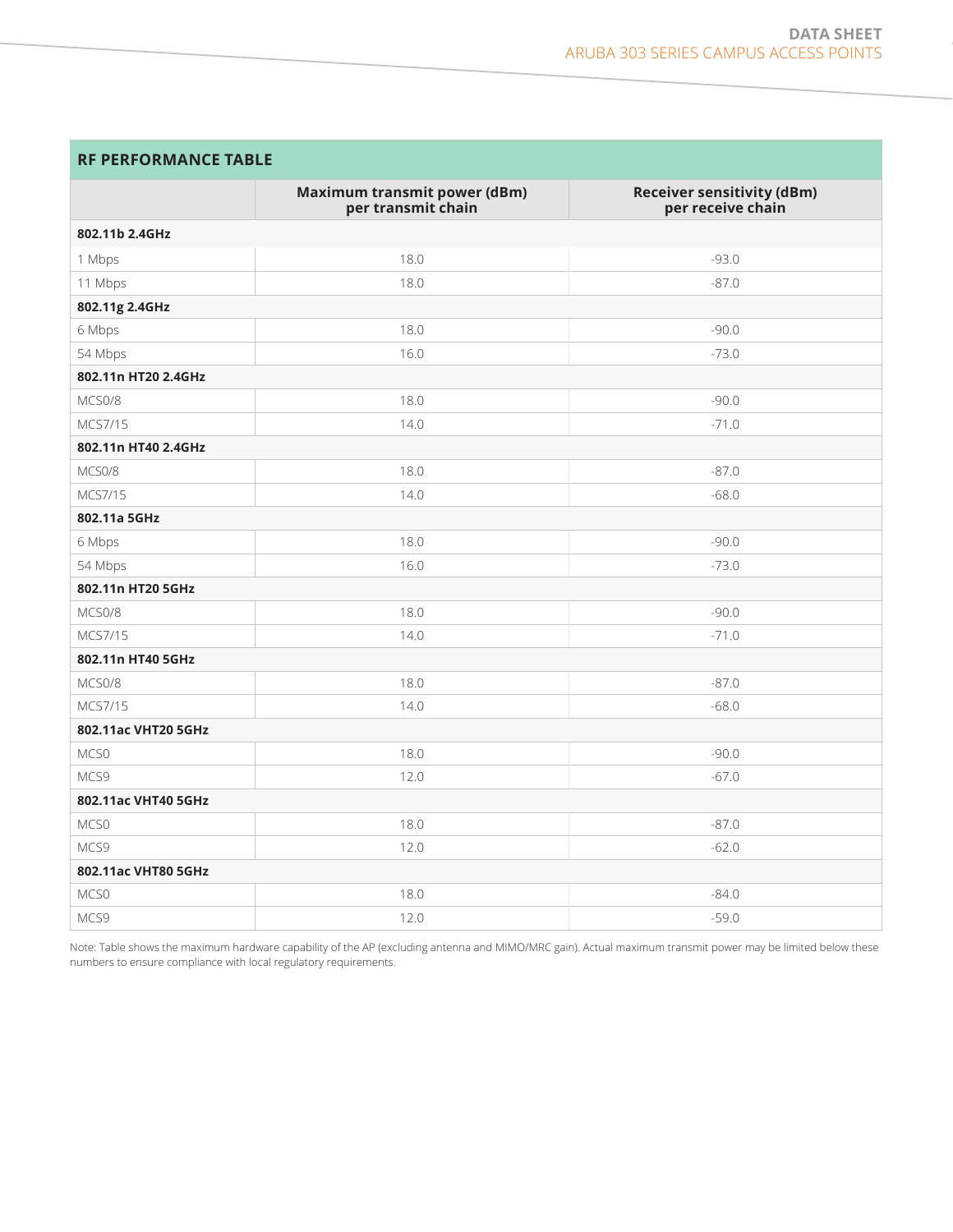## RF PERFORMANCE TABLE

| | Maximum transmit power (dBm) per transmit chain | Receiver sensitivity (dBm) per receive chain |
|---|---|---|
| **802.11b 2.4GHz** | | |
| 1 Mbps | 18.0 | -93.0 |
| 11 Mbps | 18.0 | -87.0 |
| **802.11g 2.4GHz** | | |
| 6 Mbps | 18.0 | -90.0 |
| 54 Mbps | 16.0 | -73.0 |
| **802.11n HT20 2.4GHz** | | |
| MCS0/8 | 18.0 | -90.0 |
| MCS7/15 | 14.0 | -71.0 |
| **802.11n HT40 2.4GHz** | | |
| MCS0/8 | 18.0 | -87.0 |
| MCS7/15 | 14.0 | -68.0 |
| **802.11a 5GHz** | | |
| 6 Mbps | 18.0 | -90.0 |
| 54 Mbps | 16.0 | -73.0 |
| **802.11n HT20 5GHz** | | |
| MCS0/8 | 18.0 | -90.0 |
| MCS7/15 | 14.0 | -71.0 |
| **802.11n HT40 5GHz** | | |
| MCS0/8 | 18.0 | -87.0 |
| MCS7/15 | 14.0 | -68.0 |
| **802.11ac VHT20 5GHz** | | |
| MCS0 | 18.0 | -90.0 |
| MCS9 | 12.0 | -67.0 |
| **802.11ac VHT40 5GHz** | | |
| MCS0 | 18.0 | -87.0 |
| MCS9 | 12.0 | -62.0 |
| **802.11ac VHT80 5GHz** | | |
| MCS0 | 18.0 | -84.0 |
| MCS9 | 12.0 | -59.0 |

Note: Table shows the maximum hardware capability of the AP (excluding antenna and MIMO/MRC gain). Actual maximum transmit power may be limited below these numbers to ensure compliance with local regulatory requirements.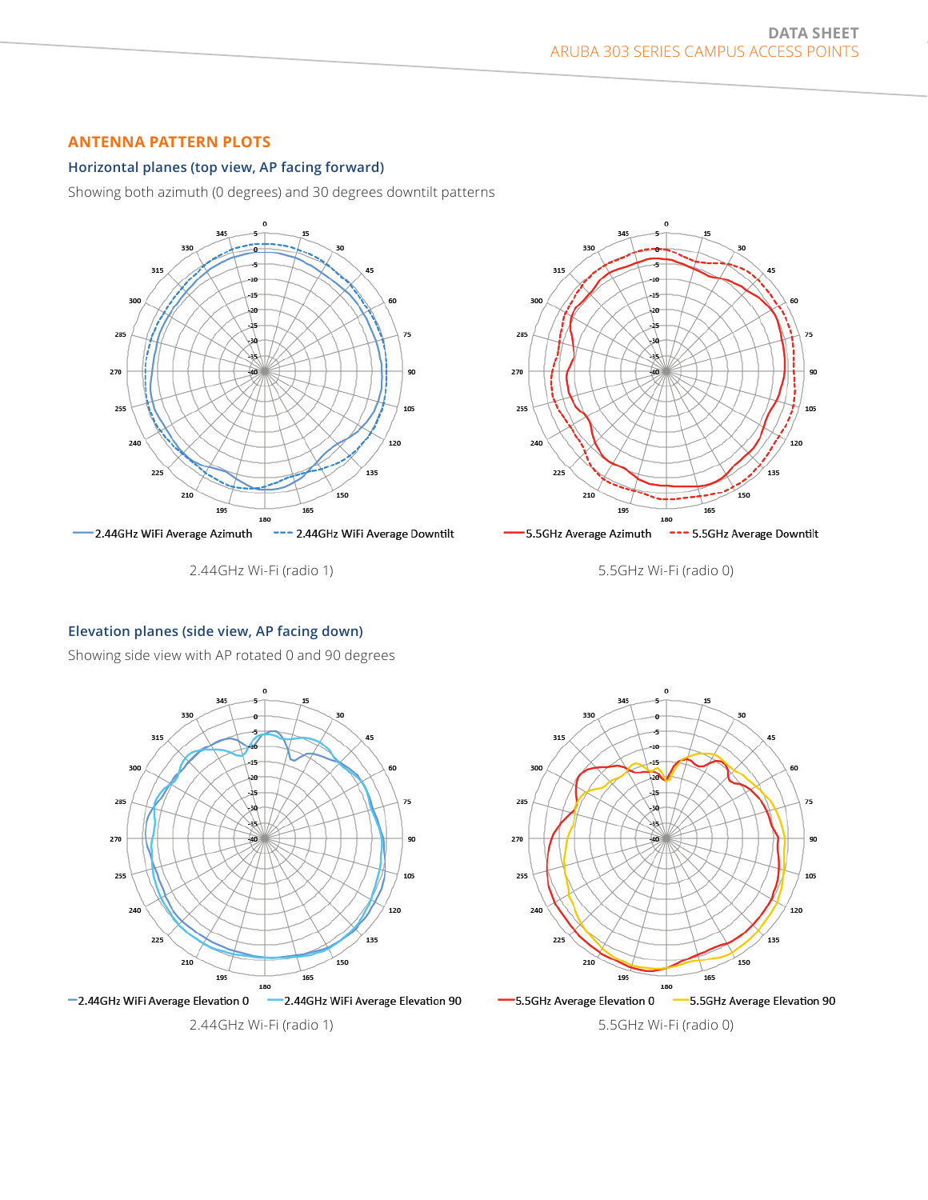## ANTENNA PATTERN PLOTS

### Horizontal planes (top view, AP facing forward)

Showing both azimuth (0 degrees) and 30 degrees downtilt patterns

2.44GHz WiFi Average Azimuth — 2.44GHz WiFi Average Downtilt

2.44GHz Wi-Fi (radio 1)

5.5GHz Average Azimuth — 5.5GHz Average Downtilt

5.5GHz Wi-Fi (radio 0)

### Elevation planes (side view, AP facing down)

Showing side view with AP rotated 0 and 90 degrees

2.44GHz WiFi Average Elevation 0 — 2.44GHz WiFi Average Elevation 90

2.44GHz Wi-Fi (radio 1)

5.5GHz Average Elevation 0 — 5.5GHz Average Elevation 90

5.5GHz Wi-Fi (radio 0)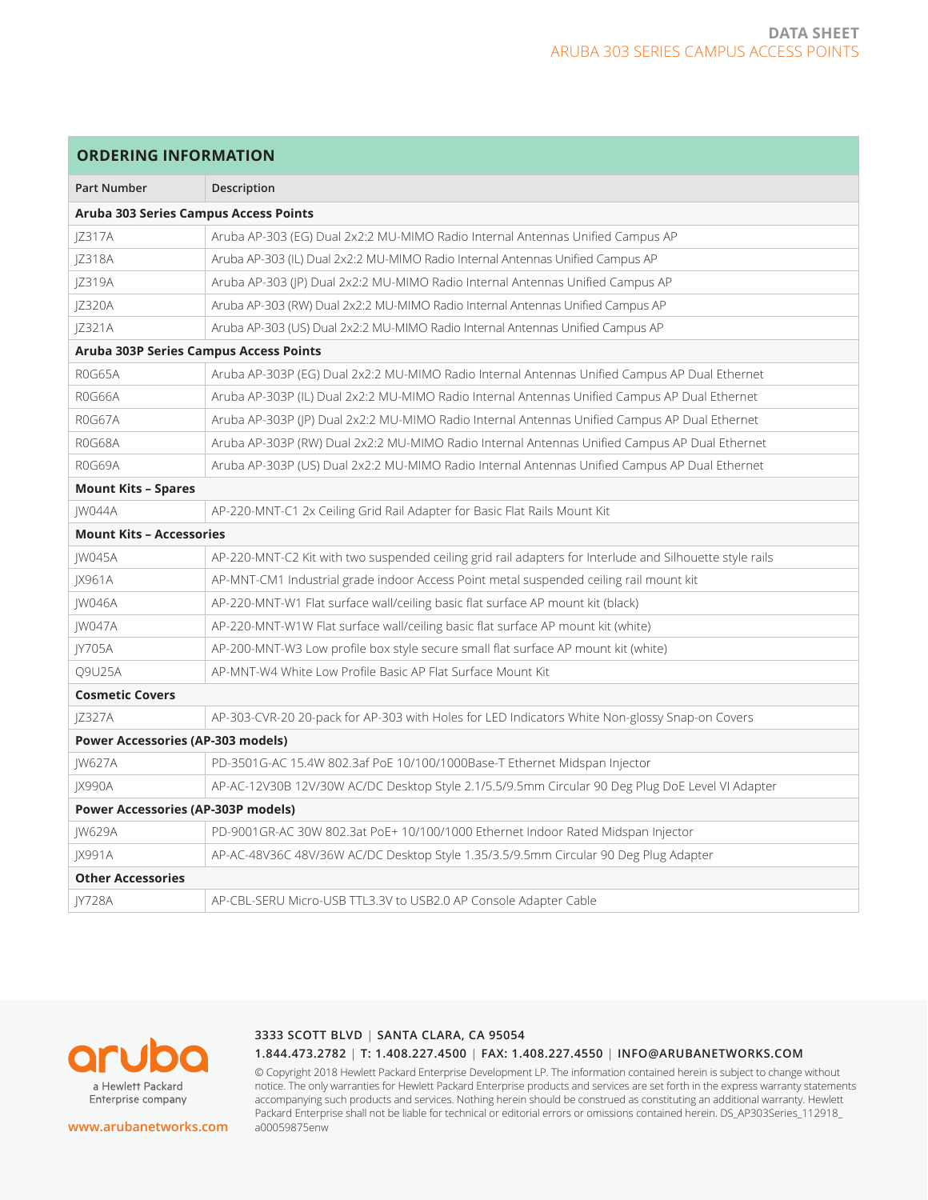## ORDERING INFORMATION

| Part Number | Description |
|---|---|
| **Aruba 303 Series Campus Access Points** | |
| JZ317A | Aruba AP-303 (EG) Dual 2x2:2 MU-MIMO Radio Internal Antennas Unified Campus AP |
| JZ318A | Aruba AP-303 (IL) Dual 2x2:2 MU-MIMO Radio Internal Antennas Unified Campus AP |
| JZ319A | Aruba AP-303 (JP) Dual 2x2:2 MU-MIMO Radio Internal Antennas Unified Campus AP |
| JZ320A | Aruba AP-303 (RW) Dual 2x2:2 MU-MIMO Radio Internal Antennas Unified Campus AP |
| JZ321A | Aruba AP-303 (US) Dual 2x2:2 MU-MIMO Radio Internal Antennas Unified Campus AP |
| **Aruba 303P Series Campus Access Points** | |
| R0G65A | Aruba AP-303P (EG) Dual 2x2:2 MU-MIMO Radio Internal Antennas Unified Campus AP Dual Ethernet |
| R0G66A | Aruba AP-303P (IL) Dual 2x2:2 MU-MIMO Radio Internal Antennas Unified Campus AP Dual Ethernet |
| R0G67A | Aruba AP-303P (JP) Dual 2x2:2 MU-MIMO Radio Internal Antennas Unified Campus AP Dual Ethernet |
| R0G68A | Aruba AP-303P (RW) Dual 2x2:2 MU-MIMO Radio Internal Antennas Unified Campus AP Dual Ethernet |
| R0G69A | Aruba AP-303P (US) Dual 2x2:2 MU-MIMO Radio Internal Antennas Unified Campus AP Dual Ethernet |
| **Mount Kits – Spares** | |
| JW044A | AP-220-MNT-C1 2x Ceiling Grid Rail Adapter for Basic Flat Rails Mount Kit |
| **Mount Kits – Accessories** | |
| JW045A | AP-220-MNT-C2 Kit with two suspended ceiling grid rail adapters for Interlude and Silhouette style rails |
| JX961A | AP-MNT-CM1 Industrial grade indoor Access Point metal suspended ceiling rail mount kit |
| JW046A | AP-220-MNT-W1 Flat surface wall/ceiling basic flat surface AP mount kit (black) |
| JW047A | AP-220-MNT-W1W Flat surface wall/ceiling basic flat surface AP mount kit (white) |
| JY705A | AP-200-MNT-W3 Low profile box style secure small flat surface AP mount kit (white) |
| Q9U25A | AP-MNT-W4 White Low Profile Basic AP Flat Surface Mount Kit |
| **Cosmetic Covers** | |
| JZ327A | AP-303-CVR-20 20-pack for AP-303 with Holes for LED Indicators White Non-glossy Snap-on Covers |
| **Power Accessories (AP-303 models)** | |
| JW627A | PD-3501G-AC 15.4W 802.3af PoE 10/100/1000Base-T Ethernet Midspan Injector |
| JX990A | AP-AC-12V30B 12V/30W AC/DC Desktop Style 2.1/5.5/9.5mm Circular 90 Deg Plug DoE Level VI Adapter |
| **Power Accessories (AP-303P models)** | |
| JW629A | PD-9001GR-AC 30W 802.3at PoE+ 10/100/1000 Ethernet Indoor Rated Midspan Injector |
| JX991A | AP-AC-48V36C 48V/36W AC/DC Desktop Style 1.35/3.5/9.5mm Circular 90 Deg Plug Adapter |
| **Other Accessories** | |
| JY728A | AP-CBL-SERU Micro-USB TTL3.3V to USB2.0 AP Console Adapter Cable |

aruba
a Hewlett Packard Enterprise company

www.arubanetworks.com

**3333 SCOTT BLVD | SANTA CLARA, CA 95054**
**1.844.473.2782 | T: 1.408.227.4500 | FAX: 1.408.227.4550 | INFO@ARUBANETWORKS.COM**

© Copyright 2018 Hewlett Packard Enterprise Development LP. The information contained herein is subject to change without notice. The only warranties for Hewlett Packard Enterprise products and services are set forth in the express warranty statements accompanying such products and services. Nothing herein should be construed as constituting an additional warranty. Hewlett Packard Enterprise shall not be liable for technical or editorial errors or omissions contained herein. DS_AP303Series_112918_a00059875enw